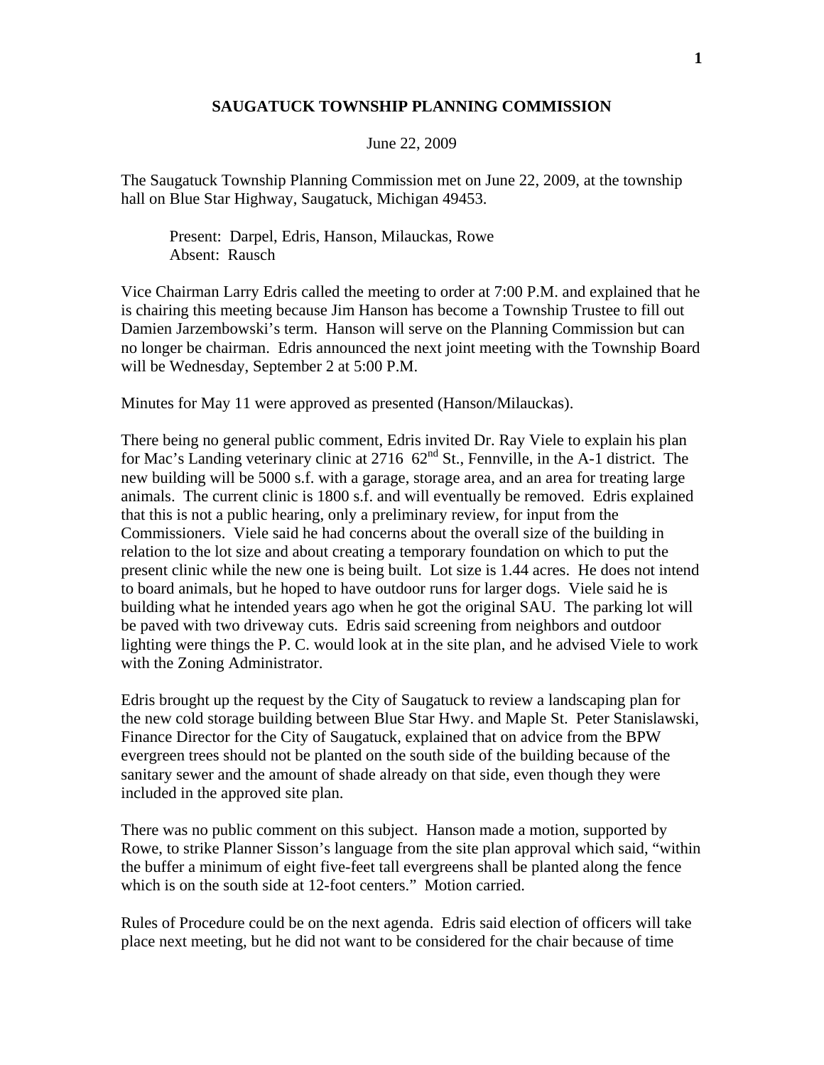# SAUGATUCK TOWNSHIP PLANNING COMMISSION

June 22, 2009

The Saugatuck Township Planning Commission met on June 22, 2009, at the township hall on Blue Star Highway, Saugatuck, Michigan 49453.

Present: Darpel, Edris, Hanson, Milauckas, Rowe
Absent: Rausch

Vice Chairman Larry Edris called the meeting to order at 7:00 P.M. and explained that he is chairing this meeting because Jim Hanson has become a Township Trustee to fill out Damien Jarzembowski's term. Hanson will serve on the Planning Commission but can no longer be chairman. Edris announced the next joint meeting with the Township Board will be Wednesday, September 2 at 5:00 P.M.

Minutes for May 11 were approved as presented (Hanson/Milauckas).

There being no general public comment, Edris invited Dr. Ray Viele to explain his plan for Mac's Landing veterinary clinic at 2716 62nd St., Fennville, in the A-1 district. The new building will be 5000 s.f. with a garage, storage area, and an area for treating large animals. The current clinic is 1800 s.f. and will eventually be removed. Edris explained that this is not a public hearing, only a preliminary review, for input from the Commissioners. Viele said he had concerns about the overall size of the building in relation to the lot size and about creating a temporary foundation on which to put the present clinic while the new one is being built. Lot size is 1.44 acres. He does not intend to board animals, but he hoped to have outdoor runs for larger dogs. Viele said he is building what he intended years ago when he got the original SAU. The parking lot will be paved with two driveway cuts. Edris said screening from neighbors and outdoor lighting were things the P. C. would look at in the site plan, and he advised Viele to work with the Zoning Administrator.

Edris brought up the request by the City of Saugatuck to review a landscaping plan for the new cold storage building between Blue Star Hwy. and Maple St. Peter Stanislawski, Finance Director for the City of Saugatuck, explained that on advice from the BPW evergreen trees should not be planted on the south side of the building because of the sanitary sewer and the amount of shade already on that side, even though they were included in the approved site plan.

There was no public comment on this subject. Hanson made a motion, supported by Rowe, to strike Planner Sisson's language from the site plan approval which said, "within the buffer a minimum of eight five-feet tall evergreens shall be planted along the fence which is on the south side at 12-foot centers." Motion carried.

Rules of Procedure could be on the next agenda. Edris said election of officers will take place next meeting, but he did not want to be considered for the chair because of time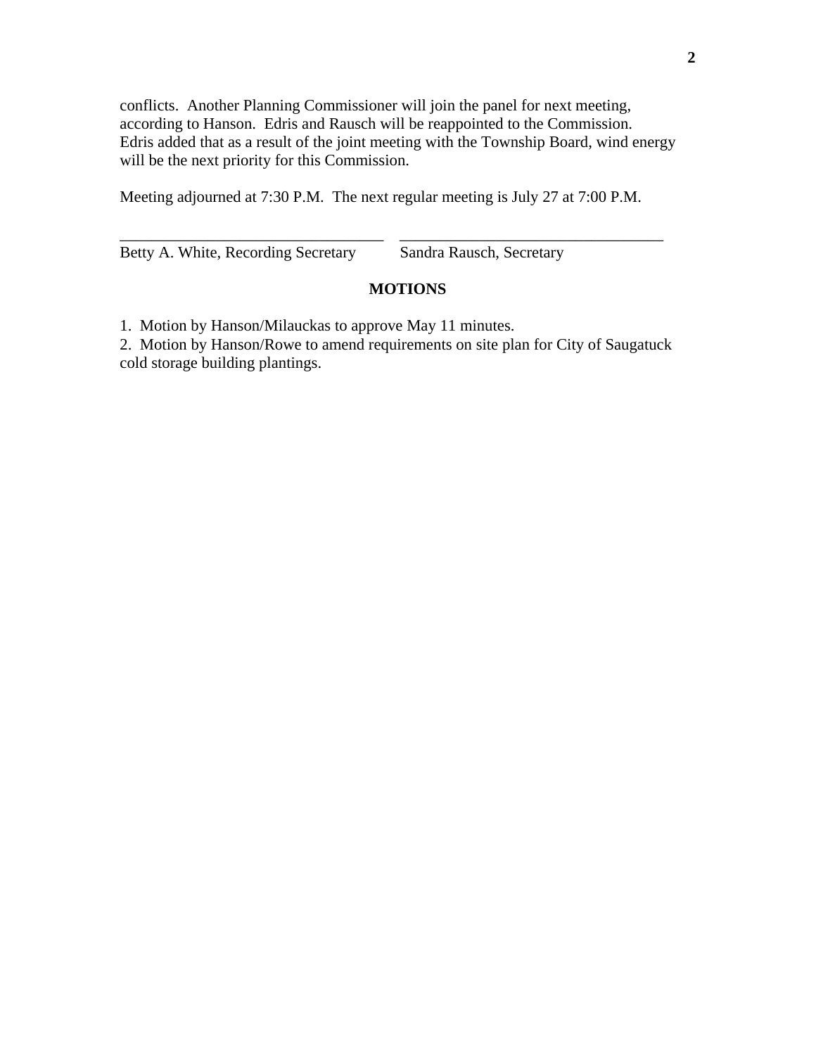conflicts. Another Planning Commissioner will join the panel for next meeting, according to Hanson. Edris and Rausch will be reappointed to the Commission. Edris added that as a result of the joint meeting with the Township Board, wind energy will be the next priority for this Commission.

Meeting adjourned at 7:30 P.M. The next regular meeting is July 27 at 7:00 P.M.

_________________________________ _________________________________

Betty A. White, Recording Secretary Sandra Rausch, Secretary

**MOTIONS**

1. Motion by Hanson/Milauckas to approve May 11 minutes.
2. Motion by Hanson/Rowe to amend requirements on site plan for City of Saugatuck cold storage building plantings.